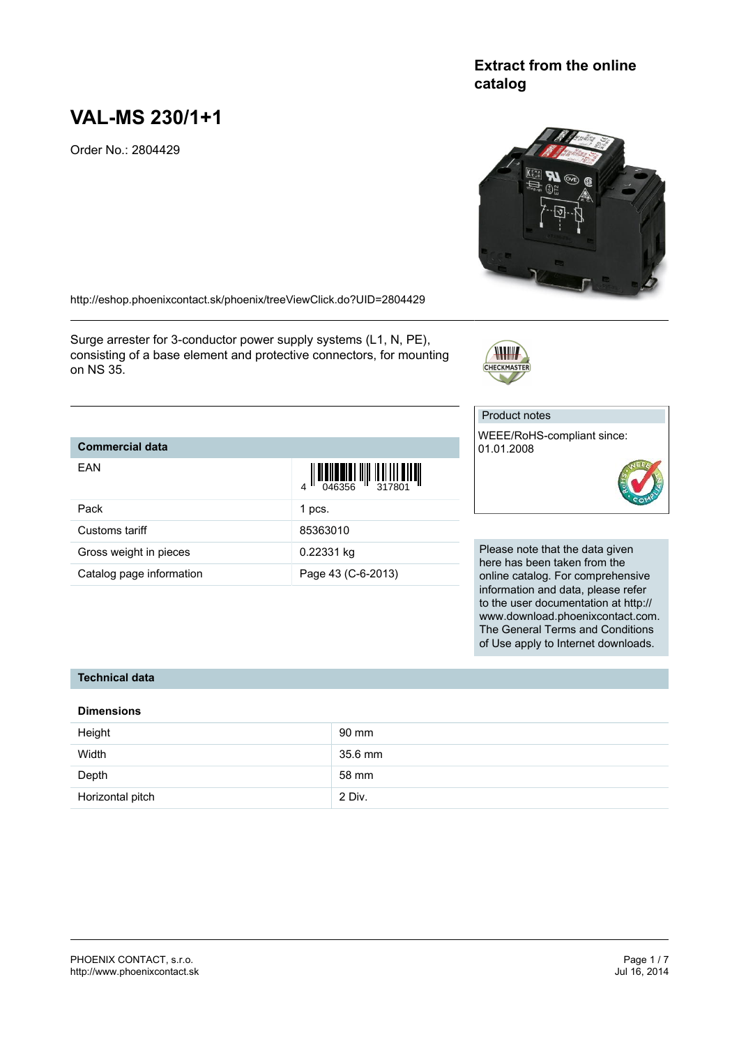**Extract from the online catalog**

# VAL-MS 230/1+1

Order No.: 2804429

http://eshop.phoenixcontact.sk/phoenix/treeViewClick.do?UID=2804429

Surge arrester for 3-conductor power supply systems (L1, N, PE), consisting of a base element and protective connectors, for mounting on NS 35.

| Product notes |
| --- |
| WEEE/RoHS-compliant since: 01.01.2008 |

| Commercial data | |
| --- | --- |
| EAN | 4 046356 317801 |
| Pack | 1 pcs. |
| Customs tariff | 85363010 |
| Gross weight in pieces | 0.22331 kg |
| Catalog page information | Page 43 (C-6-2013) |

Please note that the data given here has been taken from the online catalog. For comprehensive information and data, please refer to the user documentation at http://www.download.phoenixcontact.com. The General Terms and Conditions of Use apply to Internet downloads.

## Technical data

### Dimensions

| | |
| --- | --- |
| Height | 90 mm |
| Width | 35.6 mm |
| Depth | 58 mm |
| Horizontal pitch | 2 Div. |

PHOENIX CONTACT, s.r.o.
http://www.phoenixcontact.sk

Jul 16, 2014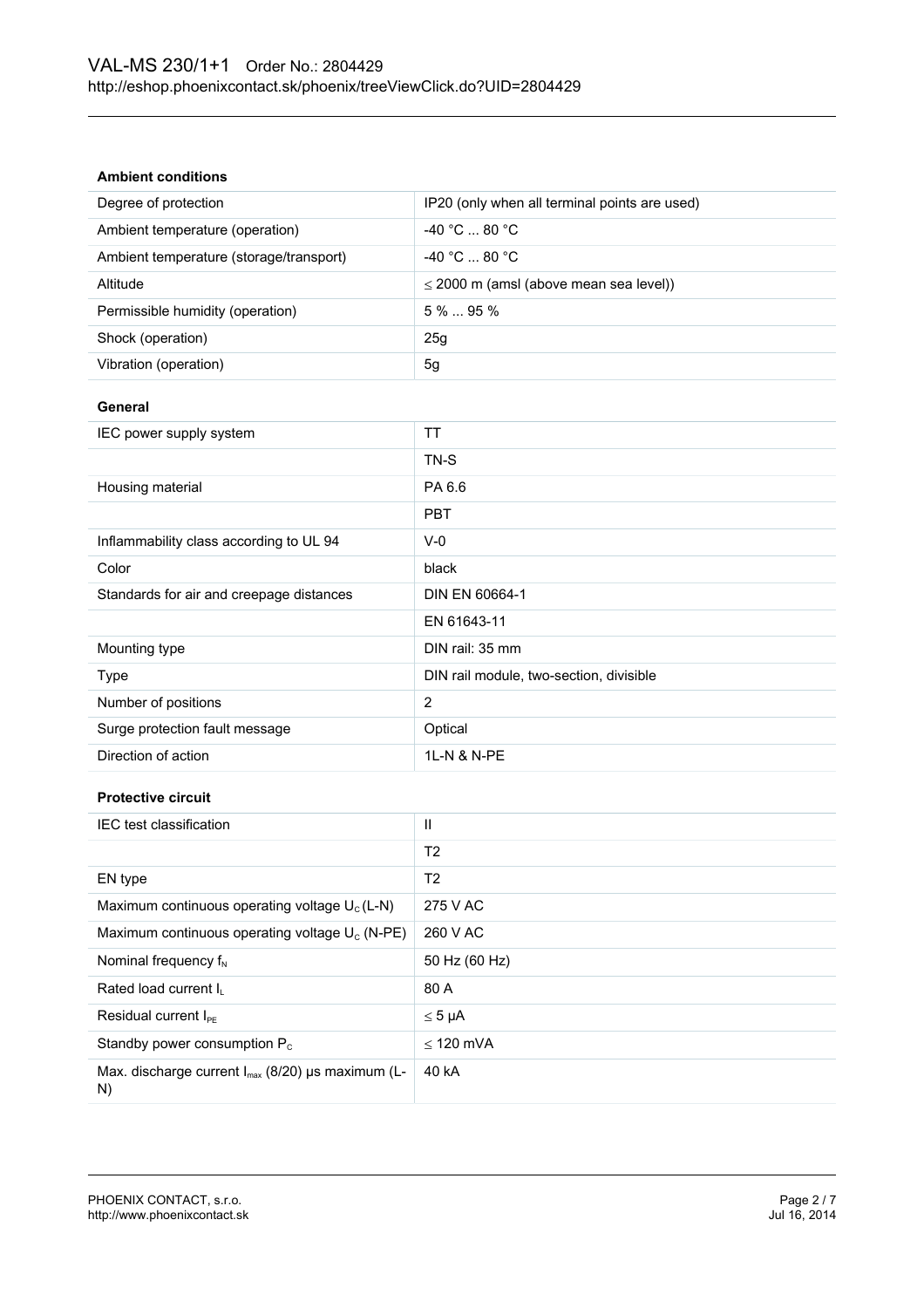### Ambient conditions

| | |
|---|---|
| Degree of protection | IP20 (only when all terminal points are used) |
| Ambient temperature (operation) | -40 °C ... 80 °C |
| Ambient temperature (storage/transport) | -40 °C ... 80 °C |
| Altitude | ≤ 2000 m (amsl (above mean sea level)) |
| Permissible humidity (operation) | 5 % ... 95 % |
| Shock (operation) | 25g |
| Vibration (operation) | 5g |

### General

| | |
|---|---|
| IEC power supply system | TT |
| | TN-S |
| Housing material | PA 6.6 |
| | PBT |
| Inflammability class according to UL 94 | V-0 |
| Color | black |
| Standards for air and creepage distances | DIN EN 60664-1 |
| | EN 61643-11 |
| Mounting type | DIN rail: 35 mm |
| Type | DIN rail module, two-section, divisible |
| Number of positions | 2 |
| Surge protection fault message | Optical |
| Direction of action | 1L-N & N-PE |

### Protective circuit

| | |
|---|---|
| IEC test classification | II |
| | T2 |
| EN type | T2 |
| Maximum continuous operating voltage $U_C$ (L-N) | 275 V AC |
| Maximum continuous operating voltage $U_C$ (N-PE) | 260 V AC |
| Nominal frequency $f_N$ | 50 Hz (60 Hz) |
| Rated load current $I_L$ | 80 A |
| Residual current $I_{PE}$ | ≤ 5 µA |
| Standby power consumption $P_C$ | ≤ 120 mVA |
| Max. discharge current $I_{max}$ (8/20) µs maximum (L-N) | 40 kA |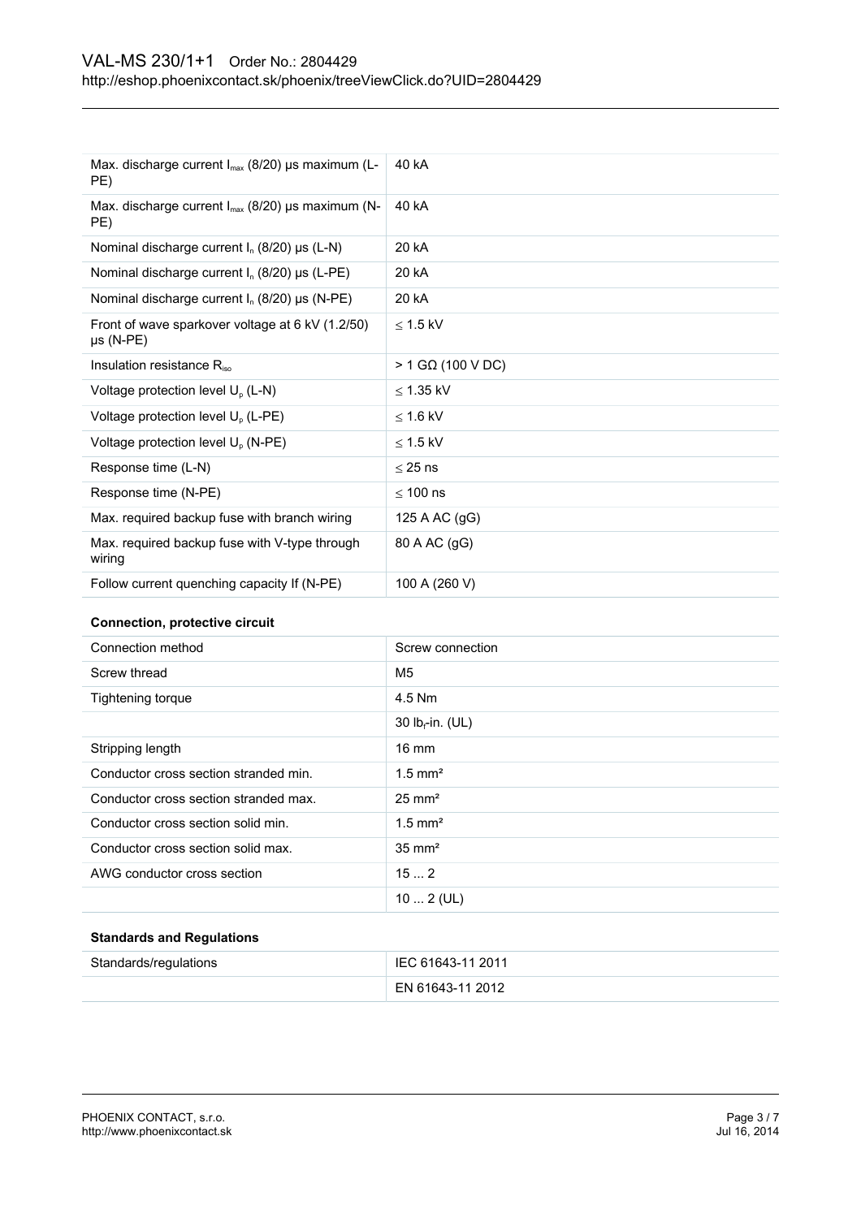| | |
|---|---|
| Max. discharge current $I_{max}$ (8/20) µs maximum (L-PE) | 40 kA |
| Max. discharge current $I_{max}$ (8/20) µs maximum (N-PE) | 40 kA |
| Nominal discharge current $I_n$ (8/20) µs (L-N) | 20 kA |
| Nominal discharge current $I_n$ (8/20) µs (L-PE) | 20 kA |
| Nominal discharge current $I_n$ (8/20) µs (N-PE) | 20 kA |
| Front of wave sparkover voltage at 6 kV (1.2/50) µs (N-PE) | ≤ 1.5 kV |
| Insulation resistance $R_{iso}$ | > 1 GΩ (100 V DC) |
| Voltage protection level $U_p$ (L-N) | ≤ 1.35 kV |
| Voltage protection level $U_p$ (L-PE) | ≤ 1.6 kV |
| Voltage protection level $U_p$ (N-PE) | ≤ 1.5 kV |
| Response time (L-N) | ≤ 25 ns |
| Response time (N-PE) | ≤ 100 ns |
| Max. required backup fuse with branch wiring | 125 A AC (gG) |
| Max. required backup fuse with V-type through wiring | 80 A AC (gG) |
| Follow current quenching capacity If (N-PE) | 100 A (260 V) |

**Connection, protective circuit**

| | |
|---|---|
| Connection method | Screw connection |
| Screw thread | M5 |
| Tightening torque | 4.5 Nm |
| | 30 $lb_f$-in. (UL) |
| Stripping length | 16 mm |
| Conductor cross section stranded min. | 1.5 mm² |
| Conductor cross section stranded max. | 25 mm² |
| Conductor cross section solid min. | 1.5 mm² |
| Conductor cross section solid max. | 35 mm² |
| AWG conductor cross section | 15 ... 2 |
| | 10 ... 2 (UL) |

**Standards and Regulations**

| | |
|---|---|
| Standards/regulations | IEC 61643-11 2011 |
| | EN 61643-11 2012 |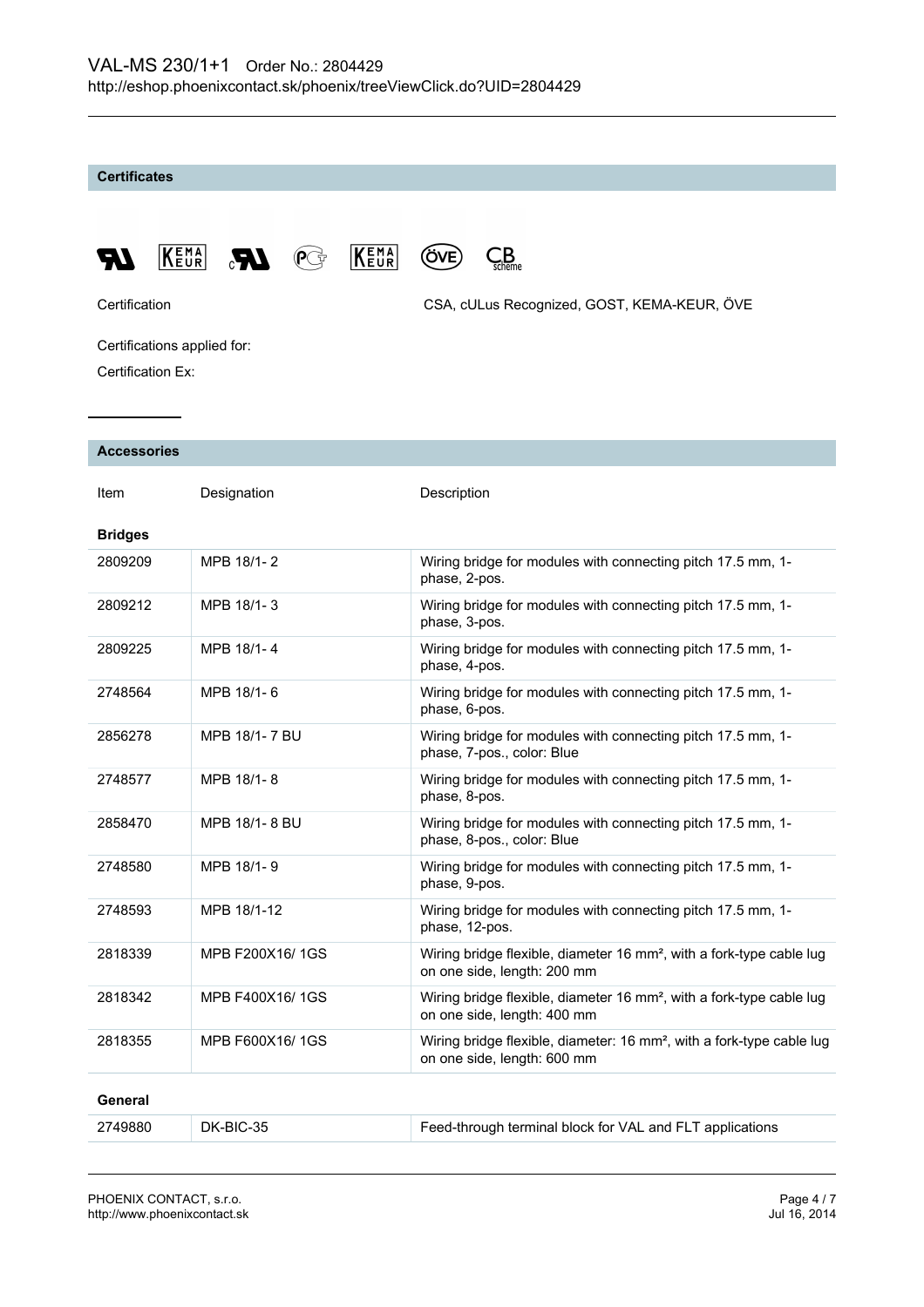## Certificates

| | |
|---|---|
| Certification | CSA, cULus Recognized, GOST, KEMA-KEUR, ÖVE |
| Certifications applied for: | |
| Certification Ex: | |

## Accessories

| Item | Designation | Description |
|---|---|---|
| **Bridges** | | |
| 2809209 | MPB 18/1- 2 | Wiring bridge for modules with connecting pitch 17.5 mm, 1-phase, 2-pos. |
| 2809212 | MPB 18/1- 3 | Wiring bridge for modules with connecting pitch 17.5 mm, 1-phase, 3-pos. |
| 2809225 | MPB 18/1- 4 | Wiring bridge for modules with connecting pitch 17.5 mm, 1-phase, 4-pos. |
| 2748564 | MPB 18/1- 6 | Wiring bridge for modules with connecting pitch 17.5 mm, 1-phase, 6-pos. |
| 2856278 | MPB 18/1- 7 BU | Wiring bridge for modules with connecting pitch 17.5 mm, 1-phase, 7-pos., color: Blue |
| 2748577 | MPB 18/1- 8 | Wiring bridge for modules with connecting pitch 17.5 mm, 1-phase, 8-pos. |
| 2858470 | MPB 18/1- 8 BU | Wiring bridge for modules with connecting pitch 17.5 mm, 1-phase, 8-pos., color: Blue |
| 2748580 | MPB 18/1- 9 | Wiring bridge for modules with connecting pitch 17.5 mm, 1-phase, 9-pos. |
| 2748593 | MPB 18/1-12 | Wiring bridge for modules with connecting pitch 17.5 mm, 1-phase, 12-pos. |
| 2818339 | MPB F200X16/ 1GS | Wiring bridge flexible, diameter 16 mm², with a fork-type cable lug on one side, length: 200 mm |
| 2818342 | MPB F400X16/ 1GS | Wiring bridge flexible, diameter 16 mm², with a fork-type cable lug on one side, length: 400 mm |
| 2818355 | MPB F600X16/ 1GS | Wiring bridge flexible, diameter: 16 mm², with a fork-type cable lug on one side, length: 600 mm |
| **General** | | |
| 2749880 | DK-BIC-35 | Feed-through terminal block for VAL and FLT applications |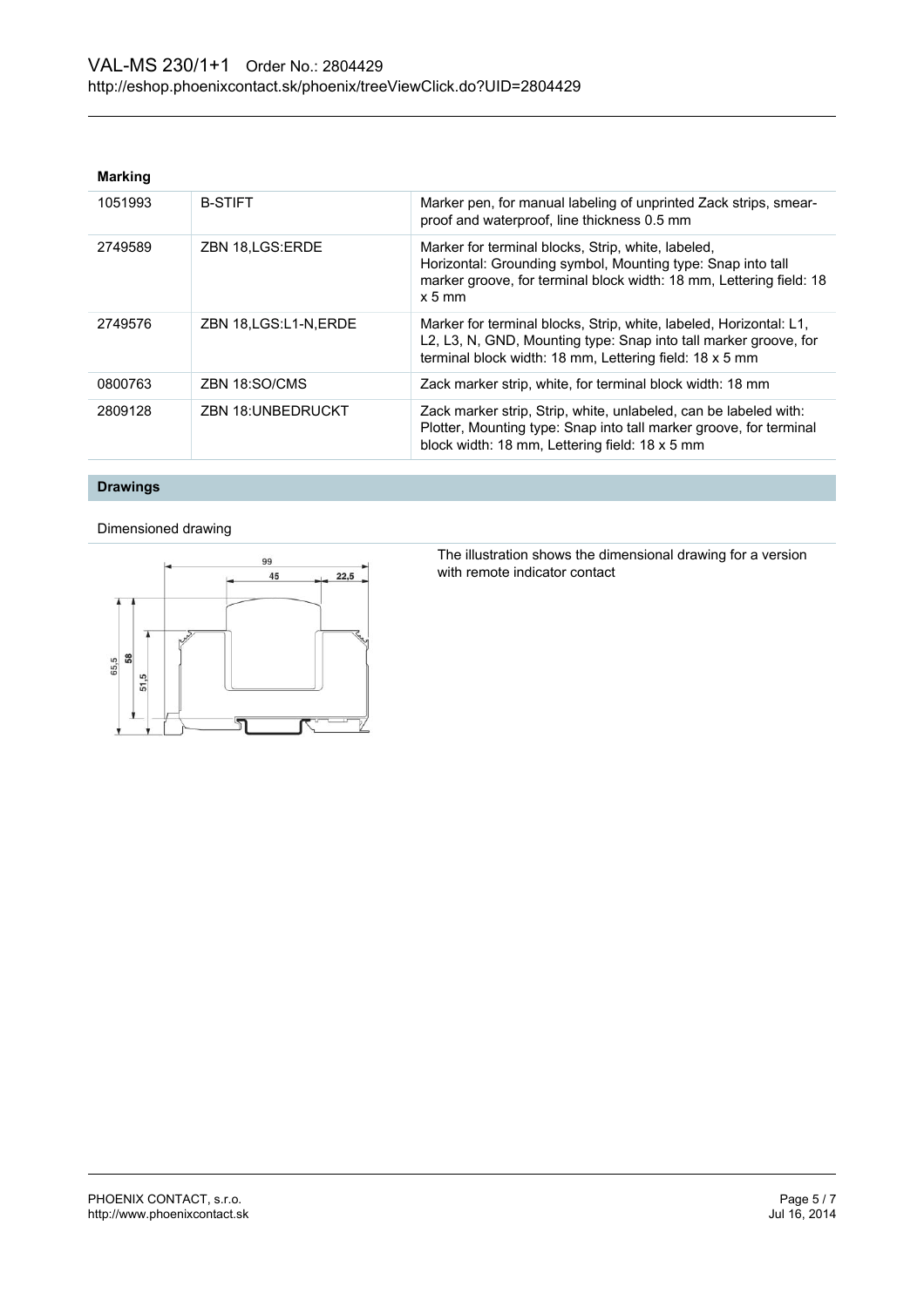### Marking

| | | |
|---|---|---|
| 1051993 | B-STIFT | Marker pen, for manual labeling of unprinted Zack strips, smear-proof and waterproof, line thickness 0.5 mm |
| 2749589 | ZBN 18,LGS:ERDE | Marker for terminal blocks, Strip, white, labeled, Horizontal: Grounding symbol, Mounting type: Snap into tall marker groove, for terminal block width: 18 mm, Lettering field: 18 x 5 mm |
| 2749576 | ZBN 18,LGS:L1-N,ERDE | Marker for terminal blocks, Strip, white, labeled, Horizontal: L1, L2, L3, N, GND, Mounting type: Snap into tall marker groove, for terminal block width: 18 mm, Lettering field: 18 x 5 mm |
| 0800763 | ZBN 18:SO/CMS | Zack marker strip, white, for terminal block width: 18 mm |
| 2809128 | ZBN 18:UNBEDRUCKT | Zack marker strip, Strip, white, unlabeled, can be labeled with: Plotter, Mounting type: Snap into tall marker groove, for terminal block width: 18 mm, Lettering field: 18 x 5 mm |

## Drawings

Dimensioned drawing

99

45

22,5

65,5

58

51,5

The illustration shows the dimensional drawing for a version with remote indicator contact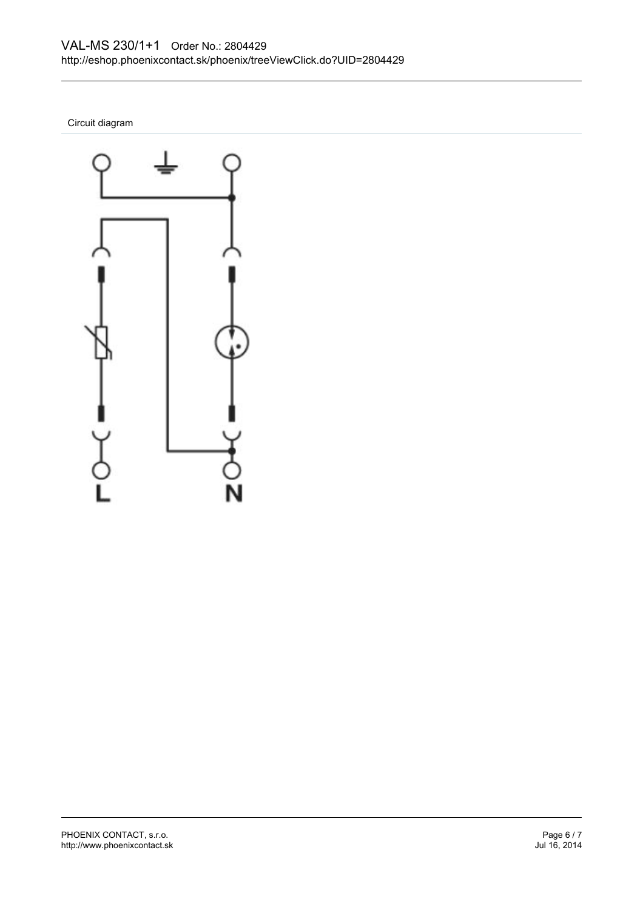Circuit diagram

L

N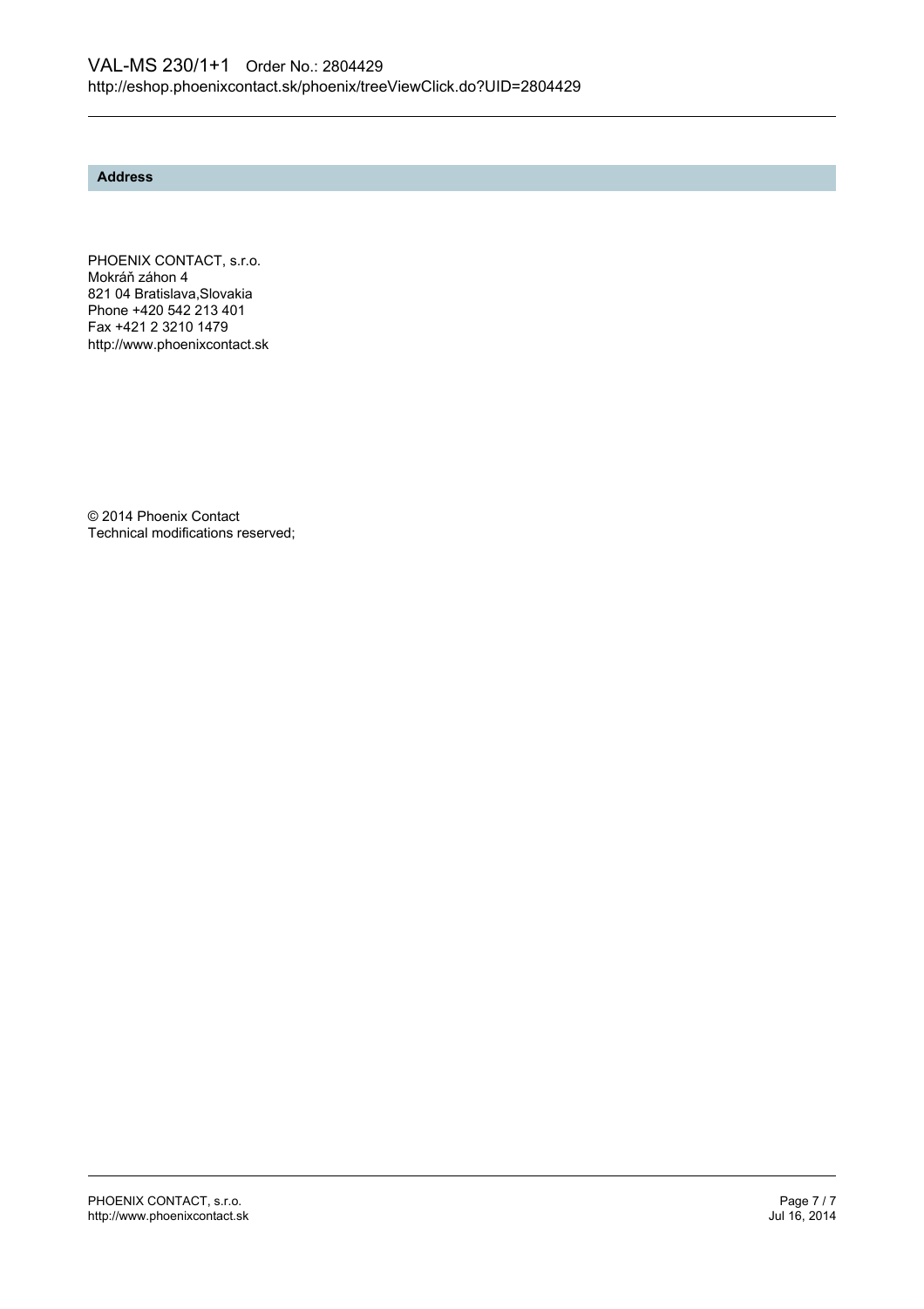## Address

PHOENIX CONTACT, s.r.o.
Mokráň záhon 4
821 04 Bratislava,Slovakia
Phone +420 542 213 401
Fax +421 2 3210 1479
http://www.phoenixcontact.sk

© 2014 Phoenix Contact
Technical modifications reserved;